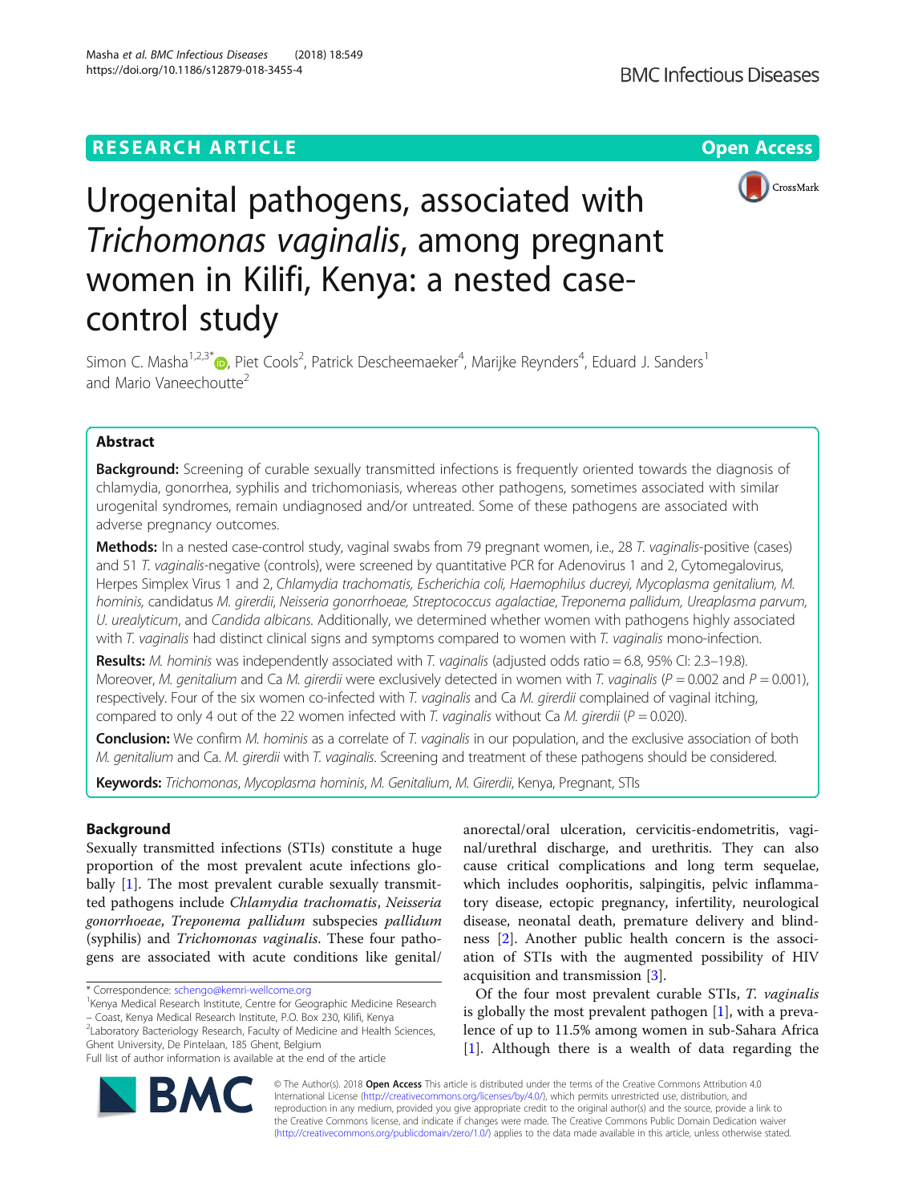RESEARCH ARTICLE

Open Access

# Urogenital pathogens, associated with *Trichomonas vaginalis*, among pregnant women in Kilifi, Kenya: a nested case-control study

Simon C. Masha[1,2,3*], Piet Cools[2], Patrick Descheemaeker[4], Marijke Reynders[4], Eduard J. Sanders[1] and Mario Vaneechoutte[2]

## Abstract

**Background:** Screening of curable sexually transmitted infections is frequently oriented towards the diagnosis of chlamydia, gonorrhea, syphilis and trichomoniasis, whereas other pathogens, sometimes associated with similar urogenital syndromes, remain undiagnosed and/or untreated. Some of these pathogens are associated with adverse pregnancy outcomes.

**Methods:** In a nested case-control study, vaginal swabs from 79 pregnant women, i.e., 28 *T. vaginalis*-positive (cases) and 51 *T. vaginalis*-negative (controls), were screened by quantitative PCR for Adenovirus 1 and 2, Cytomegalovirus, Herpes Simplex Virus 1 and 2, *Chlamydia trachomatis, Escherichia coli, Haemophilus ducreyi, Mycoplasma genitalium, M. hominis,* candidatus *M. girerdii, Neisseria gonorrhoeae, Streptococcus agalactiae, Treponema pallidum, Ureaplasma parvum, U. urealyticum*, and *Candida albicans*. Additionally, we determined whether women with pathogens highly associated with *T. vaginalis* had distinct clinical signs and symptoms compared to women with *T. vaginalis* mono-infection.

**Results:** *M. hominis* was independently associated with *T. vaginalis* (adjusted odds ratio = 6.8, 95% CI: 2.3–19.8). Moreover, *M. genitalium* and Ca *M. girerdii* were exclusively detected in women with *T. vaginalis* ($P = 0.002$ and $P = 0.001$), respectively. Four of the six women co-infected with *T. vaginalis* and Ca *M. girerdii* complained of vaginal itching, compared to only 4 out of the 22 women infected with *T. vaginalis* without Ca *M. girerdii* ($P = 0.020$).

**Conclusion:** We confirm *M. hominis* as a correlate of *T. vaginalis* in our population, and the exclusive association of both *M. genitalium* and Ca. *M. girerdii* with *T. vaginalis*. Screening and treatment of these pathogens should be considered.

**Keywords:** *Trichomonas, Mycoplasma hominis, M. Genitalium, M. Girerdii*, Kenya, Pregnant, STIs

## Background

Sexually transmitted infections (STIs) constitute a huge proportion of the most prevalent acute infections globally [1]. The most prevalent curable sexually transmitted pathogens include *Chlamydia trachomatis*, *Neisseria gonorrhoeae*, *Treponema pallidum* subspecies *pallidum* (syphilis) and *Trichomonas vaginalis*. These four pathogens are associated with acute conditions like genital/anorectal/oral ulceration, cervicitis-endometritis, vaginal/urethral discharge, and urethritis. They can also cause critical complications and long term sequelae, which includes oophoritis, salpingitis, pelvic inflammatory disease, ectopic pregnancy, infertility, neurological disease, neonatal death, premature delivery and blindness [2]. Another public health concern is the association of STIs with the augmented possibility of HIV acquisition and transmission [3].

Of the four most prevalent curable STIs, *T. vaginalis* is globally the most prevalent pathogen [1], with a prevalence of up to 11.5% among women in sub-Sahara Africa [1]. Although there is a wealth of data regarding the

\* Correspondence: schengo@kemri-wellcome.org

[1]Kenya Medical Research Institute, Centre for Geographic Medicine Research – Coast, Kenya Medical Research Institute, P.O. Box 230, Kilifi, Kenya

[2]Laboratory Bacteriology Research, Faculty of Medicine and Health Sciences, Ghent University, De Pintelaan, 185 Ghent, Belgium

Full list of author information is available at the end of the article

© The Author(s). 2018 **Open Access** This article is distributed under the terms of the Creative Commons Attribution 4.0 International License (http://creativecommons.org/licenses/by/4.0/), which permits unrestricted use, distribution, and reproduction in any medium, provided you give appropriate credit to the original author(s) and the source, provide a link to the Creative Commons license, and indicate if changes were made. The Creative Commons Public Domain Dedication waiver (http://creativecommons.org/publicdomain/zero/1.0/) applies to the data made available in this article, unless otherwise stated.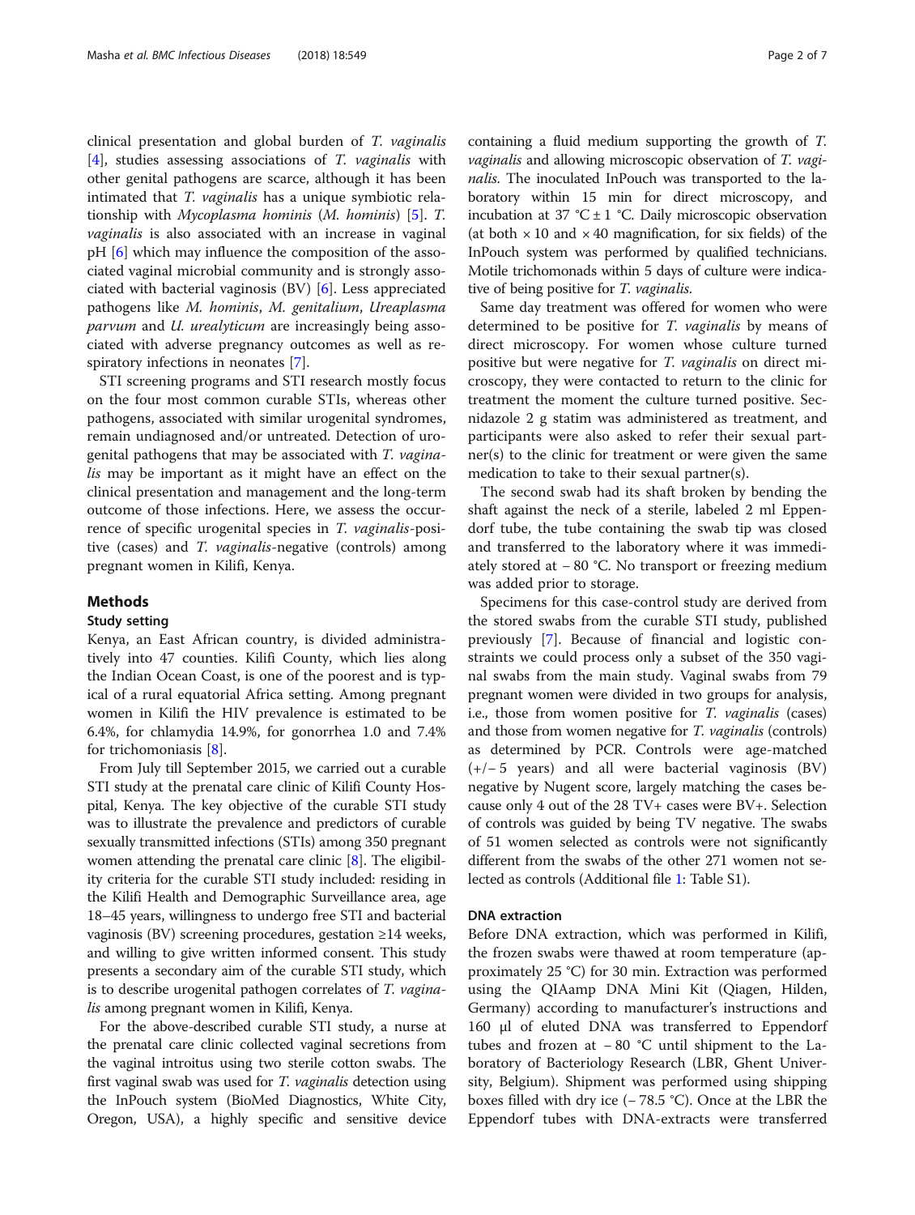clinical presentation and global burden of *T. vaginalis* [4], studies assessing associations of *T. vaginalis* with other genital pathogens are scarce, although it has been intimated that *T. vaginalis* has a unique symbiotic relationship with *Mycoplasma hominis* (*M. hominis*) [5]. *T. vaginalis* is also associated with an increase in vaginal pH [6] which may influence the composition of the associated vaginal microbial community and is strongly associated with bacterial vaginosis (BV) [6]. Less appreciated pathogens like *M. hominis*, *M. genitalium*, *Ureaplasma parvum* and *U. urealyticum* are increasingly being associated with adverse pregnancy outcomes as well as respiratory infections in neonates [7].

STI screening programs and STI research mostly focus on the four most common curable STIs, whereas other pathogens, associated with similar urogenital syndromes, remain undiagnosed and/or untreated. Detection of urogenital pathogens that may be associated with *T. vaginalis* may be important as it might have an effect on the clinical presentation and management and the long-term outcome of those infections. Here, we assess the occurrence of specific urogenital species in *T. vaginalis*-positive (cases) and *T. vaginalis*-negative (controls) among pregnant women in Kilifi, Kenya.

## Methods

### Study setting

Kenya, an East African country, is divided administratively into 47 counties. Kilifi County, which lies along the Indian Ocean Coast, is one of the poorest and is typical of a rural equatorial Africa setting. Among pregnant women in Kilifi the HIV prevalence is estimated to be 6.4%, for chlamydia 14.9%, for gonorrhea 1.0 and 7.4% for trichomoniasis [8].

From July till September 2015, we carried out a curable STI study at the prenatal care clinic of Kilifi County Hospital, Kenya. The key objective of the curable STI study was to illustrate the prevalence and predictors of curable sexually transmitted infections (STIs) among 350 pregnant women attending the prenatal care clinic [8]. The eligibility criteria for the curable STI study included: residing in the Kilifi Health and Demographic Surveillance area, age 18–45 years, willingness to undergo free STI and bacterial vaginosis (BV) screening procedures, gestation ≥14 weeks, and willing to give written informed consent. This study presents a secondary aim of the curable STI study, which is to describe urogenital pathogen correlates of *T. vaginalis* among pregnant women in Kilifi, Kenya.

For the above-described curable STI study, a nurse at the prenatal care clinic collected vaginal secretions from the vaginal introitus using two sterile cotton swabs. The first vaginal swab was used for *T. vaginalis* detection using the InPouch system (BioMed Diagnostics, White City, Oregon, USA), a highly specific and sensitive device containing a fluid medium supporting the growth of *T. vaginalis* and allowing microscopic observation of *T. vaginalis*. The inoculated InPouch was transported to the laboratory within 15 min for direct microscopy, and incubation at 37 °C ± 1 °C. Daily microscopic observation (at both × 10 and × 40 magnification, for six fields) of the InPouch system was performed by qualified technicians. Motile trichomonads within 5 days of culture were indicative of being positive for *T. vaginalis*.

Same day treatment was offered for women who were determined to be positive for *T. vaginalis* by means of direct microscopy. For women whose culture turned positive but were negative for *T. vaginalis* on direct microscopy, they were contacted to return to the clinic for treatment the moment the culture turned positive. Secnidazole 2 g statim was administered as treatment, and participants were also asked to refer their sexual partner(s) to the clinic for treatment or were given the same medication to take to their sexual partner(s).

The second swab had its shaft broken by bending the shaft against the neck of a sterile, labeled 2 ml Eppendorf tube, the tube containing the swab tip was closed and transferred to the laboratory where it was immediately stored at − 80 °C. No transport or freezing medium was added prior to storage.

Specimens for this case-control study are derived from the stored swabs from the curable STI study, published previously [7]. Because of financial and logistic constraints we could process only a subset of the 350 vaginal swabs from the main study. Vaginal swabs from 79 pregnant women were divided in two groups for analysis, i.e., those from women positive for *T. vaginalis* (cases) and those from women negative for *T. vaginalis* (controls) as determined by PCR. Controls were age-matched (+/− 5 years) and all were bacterial vaginosis (BV) negative by Nugent score, largely matching the cases because only 4 out of the 28 TV+ cases were BV+. Selection of controls was guided by being TV negative. The swabs of 51 women selected as controls were not significantly different from the swabs of the other 271 women not selected as controls (Additional file 1: Table S1).

### DNA extraction

Before DNA extraction, which was performed in Kilifi, the frozen swabs were thawed at room temperature (approximately 25 °C) for 30 min. Extraction was performed using the QIAamp DNA Mini Kit (Qiagen, Hilden, Germany) according to manufacturer's instructions and 160 μl of eluted DNA was transferred to Eppendorf tubes and frozen at − 80 °C until shipment to the Laboratory of Bacteriology Research (LBR, Ghent University, Belgium). Shipment was performed using shipping boxes filled with dry ice (− 78.5 °C). Once at the LBR the Eppendorf tubes with DNA-extracts were transferred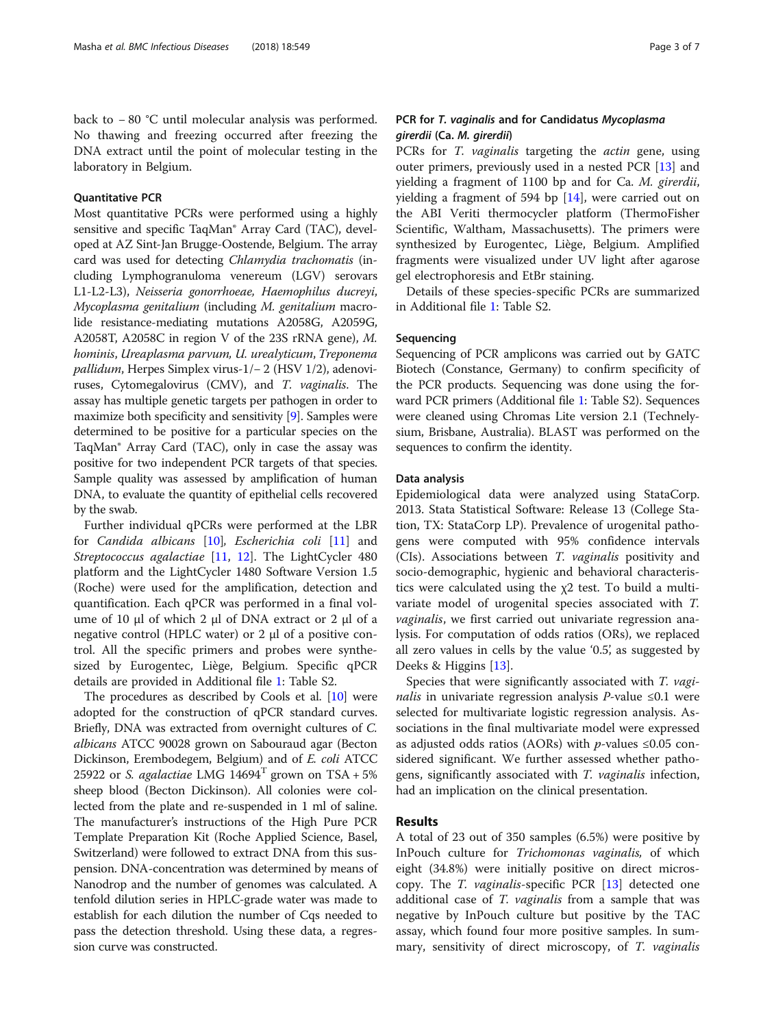back to − 80 °C until molecular analysis was performed. No thawing and freezing occurred after freezing the DNA extract until the point of molecular testing in the laboratory in Belgium.

### Quantitative PCR

Most quantitative PCRs were performed using a highly sensitive and specific TaqMan® Array Card (TAC), developed at AZ Sint-Jan Brugge-Oostende, Belgium. The array card was used for detecting *Chlamydia trachomatis* (including Lymphogranuloma venereum (LGV) serovars L1-L2-L3), *Neisseria gonorrhoeae*, *Haemophilus ducreyi*, *Mycoplasma genitalium* (including *M. genitalium* macrolide resistance-mediating mutations A2058G, A2059G, A2058T, A2058C in region V of the 23S rRNA gene), *M. hominis*, *Ureaplasma parvum, U. urealyticum*, *Treponema pallidum*, Herpes Simplex virus-1/− 2 (HSV 1/2), adenoviruses, Cytomegalovirus (CMV), and *T. vaginalis*. The assay has multiple genetic targets per pathogen in order to maximize both specificity and sensitivity [9]. Samples were determined to be positive for a particular species on the TaqMan® Array Card (TAC), only in case the assay was positive for two independent PCR targets of that species. Sample quality was assessed by amplification of human DNA, to evaluate the quantity of epithelial cells recovered by the swab.

Further individual qPCRs were performed at the LBR for *Candida albicans* [10], *Escherichia coli* [11] and *Streptococcus agalactiae* [11, 12]. The LightCycler 480 platform and the LightCycler 1480 Software Version 1.5 (Roche) were used for the amplification, detection and quantification. Each qPCR was performed in a final volume of 10 μl of which 2 μl of DNA extract or 2 μl of a negative control (HPLC water) or 2 μl of a positive control. All the specific primers and probes were synthesized by Eurogentec, Liège, Belgium. Specific qPCR details are provided in Additional file 1: Table S2.

The procedures as described by Cools et al. [10] were adopted for the construction of qPCR standard curves. Briefly, DNA was extracted from overnight cultures of *C. albicans* ATCC 90028 grown on Sabouraud agar (Becton Dickinson, Erembodegem, Belgium) and of *E. coli* ATCC 25922 or *S. agalactiae* LMG 14694$^{T}$ grown on TSA + 5% sheep blood (Becton Dickinson). All colonies were collected from the plate and re-suspended in 1 ml of saline. The manufacturer's instructions of the High Pure PCR Template Preparation Kit (Roche Applied Science, Basel, Switzerland) were followed to extract DNA from this suspension. DNA-concentration was determined by means of Nanodrop and the number of genomes was calculated. A tenfold dilution series in HPLC-grade water was made to establish for each dilution the number of Cqs needed to pass the detection threshold. Using these data, a regression curve was constructed.

### PCR for *T. vaginalis* and for Candidatus *Mycoplasma girerdii* (Ca. *M. girerdii*)

PCRs for *T. vaginalis* targeting the *actin* gene, using outer primers, previously used in a nested PCR [13] and yielding a fragment of 1100 bp and for Ca. *M. girerdii*, yielding a fragment of 594 bp [14], were carried out on the ABI Veriti thermocycler platform (ThermoFisher Scientific, Waltham, Massachusetts). The primers were synthesized by Eurogentec, Liège, Belgium. Amplified fragments were visualized under UV light after agarose gel electrophoresis and EtBr staining.

Details of these species-specific PCRs are summarized in Additional file 1: Table S2.

### Sequencing

Sequencing of PCR amplicons was carried out by GATC Biotech (Constance, Germany) to confirm specificity of the PCR products. Sequencing was done using the forward PCR primers (Additional file 1: Table S2). Sequences were cleaned using Chromas Lite version 2.1 (Technelysium, Brisbane, Australia). BLAST was performed on the sequences to confirm the identity.

### Data analysis

Epidemiological data were analyzed using StataCorp. 2013. Stata Statistical Software: Release 13 (College Station, TX: StataCorp LP). Prevalence of urogenital pathogens were computed with 95% confidence intervals (CIs). Associations between *T. vaginalis* positivity and socio-demographic, hygienic and behavioral characteristics were calculated using the $\chi 2$ test. To build a multivariate model of urogenital species associated with *T. vaginalis*, we first carried out univariate regression analysis. For computation of odds ratios (ORs), we replaced all zero values in cells by the value '0.5', as suggested by Deeks & Higgins [13].

Species that were significantly associated with *T. vaginalis* in univariate regression analysis *P*-value ≤0.1 were selected for multivariate logistic regression analysis. Associations in the final multivariate model were expressed as adjusted odds ratios (AORs) with *p*-values ≤0.05 considered significant. We further assessed whether pathogens, significantly associated with *T. vaginalis* infection, had an implication on the clinical presentation.

## Results

A total of 23 out of 350 samples (6.5%) were positive by InPouch culture for *Trichomonas vaginalis,* of which eight (34.8%) were initially positive on direct microscopy. The *T. vaginalis*-specific PCR [13] detected one additional case of *T. vaginalis* from a sample that was negative by InPouch culture but positive by the TAC assay, which found four more positive samples. In summary, sensitivity of direct microscopy, of *T. vaginalis*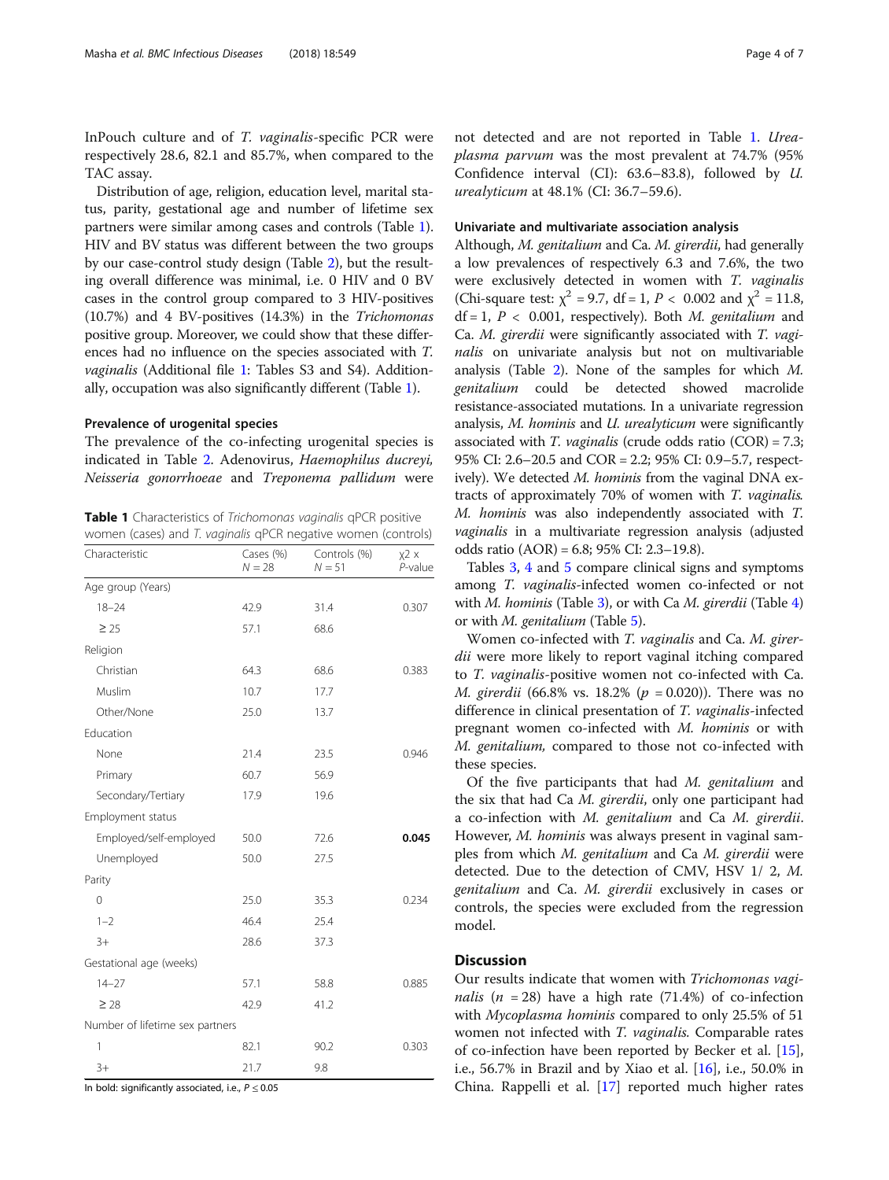InPouch culture and of *T. vaginalis*-specific PCR were respectively 28.6, 82.1 and 85.7%, when compared to the TAC assay.

Distribution of age, religion, education level, marital status, parity, gestational age and number of lifetime sex partners were similar among cases and controls (Table 1). HIV and BV status was different between the two groups by our case-control study design (Table 2), but the resulting overall difference was minimal, i.e. 0 HIV and 0 BV cases in the control group compared to 3 HIV-positives (10.7%) and 4 BV-positives (14.3%) in the *Trichomonas* positive group. Moreover, we could show that these differences had no influence on the species associated with *T. vaginalis* (Additional file 1: Tables S3 and S4). Additionally, occupation was also significantly different (Table 1).

### Prevalence of urogenital species

The prevalence of the co-infecting urogenital species is indicated in Table 2. Adenovirus, *Haemophilus ducreyi, Neisseria gonorrhoeae* and *Treponema pallidum* were not detected and are not reported in Table 1. *Ureaplasma parvum* was the most prevalent at 74.7% (95% Confidence interval (CI): 63.6–83.8), followed by *U. urealyticum* at 48.1% (CI: 36.7–59.6).

**Table 1** Characteristics of *Trichomonas vaginalis* qPCR positive women (cases) and *T. vaginalis* qPCR negative women (controls)

| Characteristic | Cases (%) $N = 28$ | Controls (%) $N = 51$ | $\chi 2$ x *P*-value |
|---|---|---|---|
| Age group (Years) | | | |
| 18–24 | 42.9 | 31.4 | 0.307 |
| ≥ 25 | 57.1 | 68.6 | |
| Religion | | | |
| Christian | 64.3 | 68.6 | 0.383 |
| Muslim | 10.7 | 17.7 | |
| Other/None | 25.0 | 13.7 | |
| Education | | | |
| None | 21.4 | 23.5 | 0.946 |
| Primary | 60.7 | 56.9 | |
| Secondary/Tertiary | 17.9 | 19.6 | |
| Employment status | | | |
| Employed/self-employed | 50.0 | 72.6 | **0.045** |
| Unemployed | 50.0 | 27.5 | |
| Parity | | | |
| 0 | 25.0 | 35.3 | 0.234 |
| 1–2 | 46.4 | 25.4 | |
| 3+ | 28.6 | 37.3 | |
| Gestational age (weeks) | | | |
| 14–27 | 57.1 | 58.8 | 0.885 |
| ≥ 28 | 42.9 | 41.2 | |
| Number of lifetime sex partners | | | |
| 1 | 82.1 | 90.2 | 0.303 |
| 3+ | 21.7 | 9.8 | |

In bold: significantly associated, i.e., $P \leq 0.05$

### Univariate and multivariate association analysis

Although, *M. genitalium* and Ca. *M. girerdii*, had generally a low prevalences of respectively 6.3 and 7.6%, the two were exclusively detected in women with *T. vaginalis* (Chi-square test: $\chi^2 = 9.7$, df = 1, $P < 0.002$ and $\chi^2 = 11.8$, df = 1, $P < 0.001$, respectively). Both *M. genitalium* and Ca. *M. girerdii* were significantly associated with *T. vaginalis* on univariate analysis but not on multivariable analysis (Table 2). None of the samples for which *M. genitalium* could be detected showed macrolide resistance-associated mutations. In a univariate regression analysis, *M. hominis* and *U. urealyticum* were significantly associated with *T. vaginalis* (crude odds ratio (COR) = 7.3; 95% CI: 2.6–20.5 and COR = 2.2; 95% CI: 0.9–5.7, respectively). We detected *M. hominis* from the vaginal DNA extracts of approximately 70% of women with *T. vaginalis*. *M. hominis* was also independently associated with *T. vaginalis* in a multivariate regression analysis (adjusted odds ratio (AOR) = 6.8; 95% CI: 2.3–19.8).

Tables 3, 4 and 5 compare clinical signs and symptoms among *T. vaginalis*-infected women co-infected or not with *M. hominis* (Table 3), or with Ca *M. girerdii* (Table 4) or with *M. genitalium* (Table 5).

Women co-infected with *T. vaginalis* and Ca. *M. girerdii* were more likely to report vaginal itching compared to *T. vaginalis*-positive women not co-infected with Ca. *M. girerdii* (66.8% vs. 18.2% ($p$ = 0.020)). There was no difference in clinical presentation of *T. vaginalis*-infected pregnant women co-infected with *M. hominis* or with *M. genitalium,* compared to those not co-infected with these species.

Of the five participants that had *M. genitalium* and the six that had Ca *M. girerdii*, only one participant had a co-infection with *M. genitalium* and Ca *M. girerdii*. However, *M. hominis* was always present in vaginal samples from which *M. genitalium* and Ca *M. girerdii* were detected. Due to the detection of CMV, HSV 1/ 2, *M. genitalium* and Ca. *M. girerdii* exclusively in cases or controls, the species were excluded from the regression model.

## Discussion

Our results indicate that women with *Trichomonas vaginalis* ($n$ = 28) have a high rate (71.4%) of co-infection with *Mycoplasma hominis* compared to only 25.5% of 51 women not infected with *T. vaginalis.* Comparable rates of co-infection have been reported by Becker et al. [15], i.e., 56.7% in Brazil and by Xiao et al. [16], i.e., 50.0% in China. Rappelli et al. [17] reported much higher rates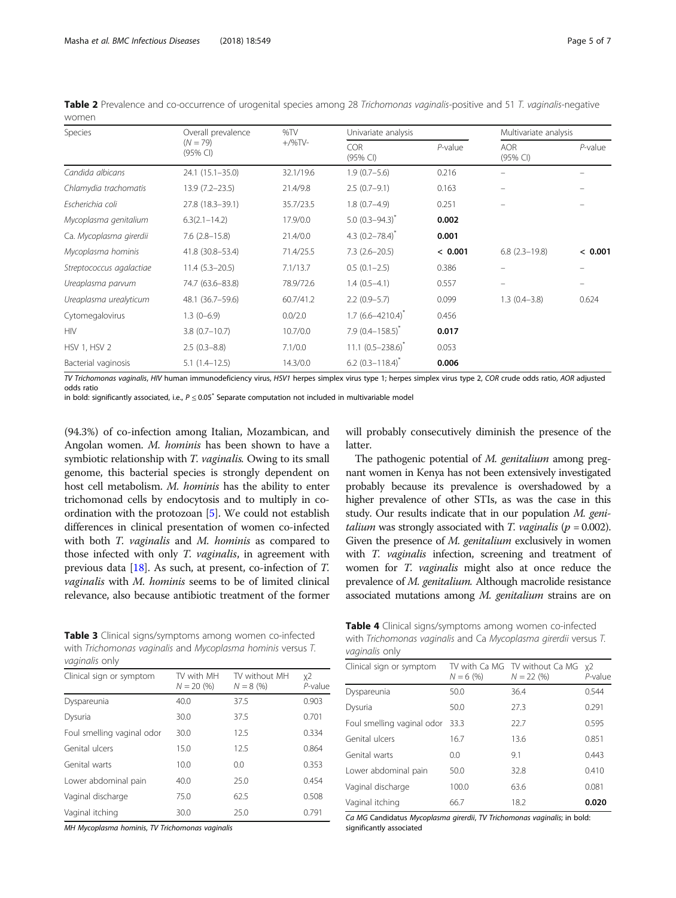**Table 2** Prevalence and co-occurrence of urogenital species among 28 *Trichomonas vaginalis*-positive and 51 *T. vaginalis*-negative women

| Species | Overall prevalence (N = 79) (95% CI) | %TV +/%TV- | Univariate analysis | | Multivariate analysis | |
|---|---|---|---|---|---|---|
| | | | COR (95% CI) | *P*-value | AOR (95% CI) | *P*-value |
| *Candida albicans* | 24.1 (15.1–35.0) | 32.1/19.6 | 1.9 (0.7–5.6) | 0.216 | – | – |
| *Chlamydia trachomatis* | 13.9 (7.2–23.5) | 21.4/9.8 | 2.5 (0.7–9.1) | 0.163 | – | – |
| *Escherichia coli* | 27.8 (18.3–39.1) | 35.7/23.5 | 1.8 (0.7–4.9) | 0.251 | – | – |
| *Mycoplasma genitalium* | 6.3(2.1–14.2) | 17.9/0.0 | 5.0 (0.3–94.3)* | **0.002** | | |
| Ca. *Mycoplasma girerdii* | 7.6 (2.8–15.8) | 21.4/0.0 | 4.3 (0.2–78.4)* | **0.001** | | |
| *Mycoplasma hominis* | 41.8 (30.8–53.4) | 71.4/25.5 | 7.3 (2.6–20.5) | **< 0.001** | 6.8 (2.3–19.8) | **< 0.001** |
| *Streptococcus agalactiae* | 11.4 (5.3–20.5) | 7.1/13.7 | 0.5 (0.1–2.5) | 0.386 | – | – |
| *Ureaplasma parvum* | 74.7 (63.6–83.8) | 78.9/72.6 | 1.4 (0.5–4.1) | 0.557 | – | – |
| *Ureaplasma urealyticum* | 48.1 (36.7–59.6) | 60.7/41.2 | 2.2 (0.9–5.7) | 0.099 | 1.3 (0.4–3.8) | 0.624 |
| Cytomegalovirus | 1.3 (0–6.9) | 0.0/2.0 | 1.7 (6.6–4210.4)* | 0.456 | | |
| HIV | 3.8 (0.7–10.7) | 10.7/0.0 | 7.9 (0.4–158.5)* | **0.017** | | |
| HSV 1, HSV 2 | 2.5 (0.3–8.8) | 7.1/0.0 | 11.1 (0.5–238.6)* | 0.053 | | |
| Bacterial vaginosis | 5.1 (1.4–12.5) | 14.3/0.0 | 6.2 (0.3–118.4)* | **0.006** | | |

*TV Trichomonas vaginalis*, *HIV* human immunodeficiency virus, *HSV1* herpes simplex virus type 1; herpes simplex virus type 2, *COR* crude odds ratio, *AOR* adjusted odds ratio
in bold: significantly associated, i.e., $P \leq 0.05$ * Separate computation not included in multivariable model

(94.3%) of co-infection among Italian, Mozambican, and Angolan women. *M. hominis* has been shown to have a symbiotic relationship with *T. vaginalis*. Owing to its small genome, this bacterial species is strongly dependent on host cell metabolism. *M. hominis* has the ability to enter trichomonad cells by endocytosis and to multiply in coordination with the protozoan [5]. We could not establish differences in clinical presentation of women co-infected with both *T. vaginalis* and *M. hominis* as compared to those infected with only *T. vaginalis*, in agreement with previous data [18]. As such, at present, co-infection of *T. vaginalis* with *M. hominis* seems to be of limited clinical relevance, also because antibiotic treatment of the former will probably consecutively diminish the presence of the latter.

The pathogenic potential of *M. genitalium* among pregnant women in Kenya has not been extensively investigated probably because its prevalence is overshadowed by a higher prevalence of other STIs, as was the case in this study. Our results indicate that in our population *M. genitalium* was strongly associated with *T. vaginalis* ($p = 0.002$). Given the presence of *M. genitalium* exclusively in women with *T. vaginalis* infection, screening and treatment of women for *T. vaginalis* might also at once reduce the prevalence of *M. genitalium.* Although macrolide resistance associated mutations among *M. genitalium* strains are on

**Table 3** Clinical signs/symptoms among women co-infected with *Trichomonas vaginalis* and *Mycoplasma hominis* versus *T. vaginalis* only

| Clinical sign or symptom | TV with MH N = 20 (%) | TV without MH N = 8 (%) | $\chi2$ *P*-value |
|---|---|---|---|
| Dyspareunia | 40.0 | 37.5 | 0.903 |
| Dysuria | 30.0 | 37.5 | 0.701 |
| Foul smelling vaginal odor | 30.0 | 12.5 | 0.334 |
| Genital ulcers | 15.0 | 12.5 | 0.864 |
| Genital warts | 10.0 | 0.0 | 0.353 |
| Lower abdominal pain | 40.0 | 25.0 | 0.454 |
| Vaginal discharge | 75.0 | 62.5 | 0.508 |
| Vaginal itching | 30.0 | 25.0 | 0.791 |

*MH Mycoplasma hominis*, *TV Trichomonas vaginalis*

**Table 4** Clinical signs/symptoms among women co-infected with *Trichomonas vaginalis* and Ca *Mycoplasma girerdii* versus *T. vaginalis* only

| Clinical sign or symptom | TV with Ca MG N = 6 (%) | TV without Ca MG N = 22 (%) | $\chi2$ *P*-value |
|---|---|---|---|
| Dyspareunia | 50.0 | 36.4 | 0.544 |
| Dysuria | 50.0 | 27.3 | 0.291 |
| Foul smelling vaginal odor | 33.3 | 22.7 | 0.595 |
| Genital ulcers | 16.7 | 13.6 | 0.851 |
| Genital warts | 0.0 | 9.1 | 0.443 |
| Lower abdominal pain | 50.0 | 32.8 | 0.410 |
| Vaginal discharge | 100.0 | 63.6 | 0.081 |
| Vaginal itching | 66.7 | 18.2 | **0.020** |

*Ca MG* Candidatus *Mycoplasma girerdii*, *TV Trichomonas vaginalis*; in bold: significantly associated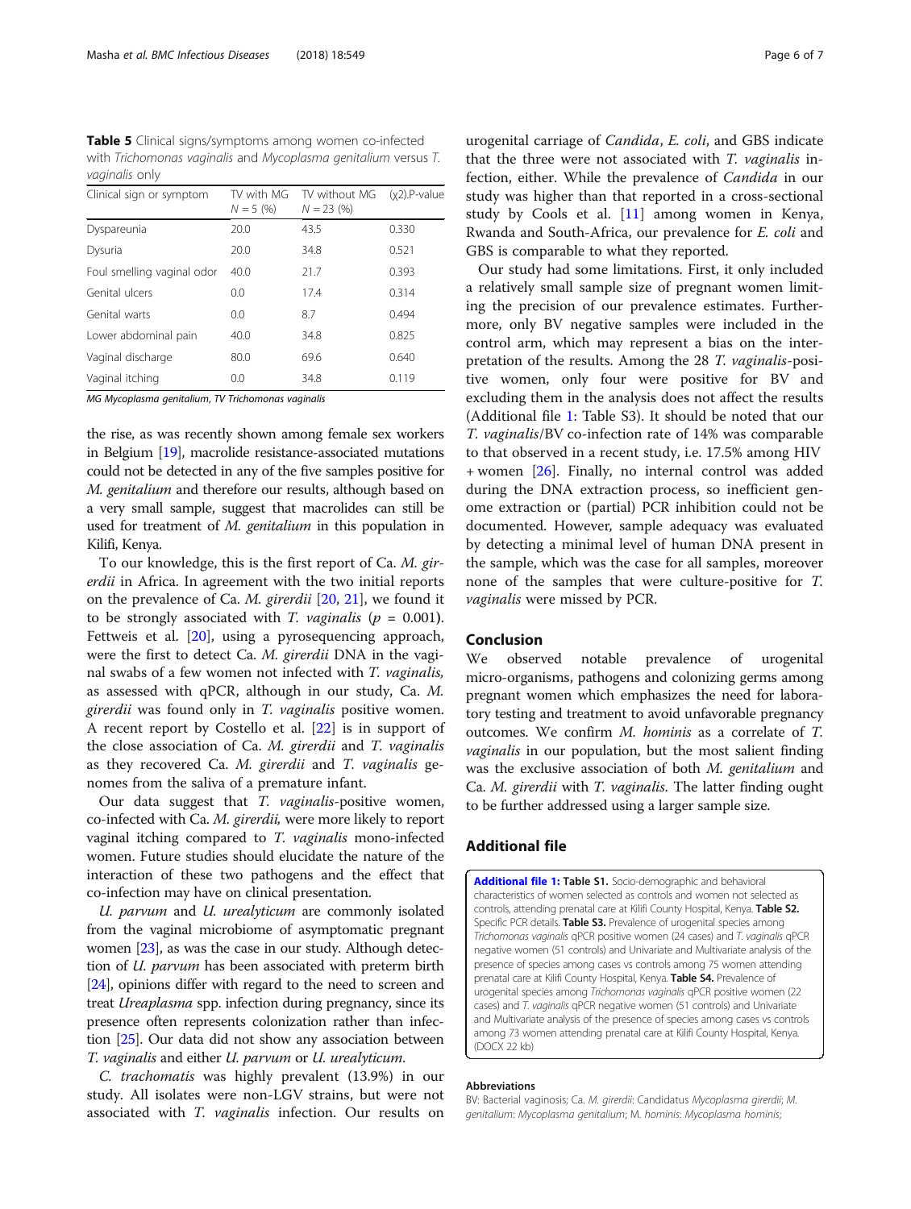**Table 5** Clinical signs/symptoms among women co-infected with *Trichomonas vaginalis* and *Mycoplasma genitalium* versus *T. vaginalis* only

| Clinical sign or symptom | TV with MG $N = 5$ (%) | TV without MG $N = 23$ (%) | ($\chi$2).P-value |
|---|---|---|---|
| Dyspareunia | 20.0 | 43.5 | 0.330 |
| Dysuria | 20.0 | 34.8 | 0.521 |
| Foul smelling vaginal odor | 40.0 | 21.7 | 0.393 |
| Genital ulcers | 0.0 | 17.4 | 0.314 |
| Genital warts | 0.0 | 8.7 | 0.494 |
| Lower abdominal pain | 40.0 | 34.8 | 0.825 |
| Vaginal discharge | 80.0 | 69.6 | 0.640 |
| Vaginal itching | 0.0 | 34.8 | 0.119 |

*MG Mycoplasma genitalium*, *TV Trichomonas vaginalis*

the rise, as was recently shown among female sex workers in Belgium [19], macrolide resistance-associated mutations could not be detected in any of the five samples positive for *M. genitalium* and therefore our results, although based on a very small sample, suggest that macrolides can still be used for treatment of *M. genitalium* in this population in Kilifi, Kenya.

To our knowledge, this is the first report of Ca. *M. girerdii* in Africa. In agreement with the two initial reports on the prevalence of Ca. *M. girerdii* [20, 21], we found it to be strongly associated with *T. vaginalis* ($p$ = 0.001). Fettweis et al. [20], using a pyrosequencing approach, were the first to detect Ca. *M. girerdii* DNA in the vaginal swabs of a few women not infected with *T. vaginalis*, as assessed with qPCR, although in our study, Ca. *M. girerdii* was found only in *T. vaginalis* positive women. A recent report by Costello et al. [22] is in support of the close association of Ca. *M. girerdii* and *T. vaginalis* as they recovered Ca. *M. girerdii* and *T. vaginalis* genomes from the saliva of a premature infant.

Our data suggest that *T. vaginalis*-positive women, co-infected with Ca. *M. girerdii*, were more likely to report vaginal itching compared to *T. vaginalis* mono-infected women. Future studies should elucidate the nature of the interaction of these two pathogens and the effect that co-infection may have on clinical presentation.

*U. parvum* and *U. urealyticum* are commonly isolated from the vaginal microbiome of asymptomatic pregnant women [23], as was the case in our study. Although detection of *U. parvum* has been associated with preterm birth [24], opinions differ with regard to the need to screen and treat *Ureaplasma* spp. infection during pregnancy, since its presence often represents colonization rather than infection [25]. Our data did not show any association between *T. vaginalis* and either *U. parvum* or *U. urealyticum*.

*C. trachomatis* was highly prevalent (13.9%) in our study. All isolates were non-LGV strains, but were not associated with *T. vaginalis* infection. Our results on urogenital carriage of *Candida*, *E. coli*, and GBS indicate that the three were not associated with *T. vaginalis* infection, either. While the prevalence of *Candida* in our study was higher than that reported in a cross-sectional study by Cools et al. [11] among women in Kenya, Rwanda and South-Africa, our prevalence for *E. coli* and GBS is comparable to what they reported.

Our study had some limitations. First, it only included a relatively small sample size of pregnant women limiting the precision of our prevalence estimates. Furthermore, only BV negative samples were included in the control arm, which may represent a bias on the interpretation of the results. Among the 28 *T. vaginalis*-positive women, only four were positive for BV and excluding them in the analysis does not affect the results (Additional file 1: Table S3). It should be noted that our *T. vaginalis*/BV co-infection rate of 14% was comparable to that observed in a recent study, i.e. 17.5% among HIV + women [26]. Finally, no internal control was added during the DNA extraction process, so inefficient genome extraction or (partial) PCR inhibition could not be documented. However, sample adequacy was evaluated by detecting a minimal level of human DNA present in the sample, which was the case for all samples, moreover none of the samples that were culture-positive for *T. vaginalis* were missed by PCR.

## Conclusion

We observed notable prevalence of urogenital micro-organisms, pathogens and colonizing germs among pregnant women which emphasizes the need for laboratory testing and treatment to avoid unfavorable pregnancy outcomes. We confirm *M. hominis* as a correlate of *T. vaginalis* in our population, but the most salient finding was the exclusive association of both *M. genitalium* and Ca. *M. girerdii* with *T. vaginalis*. The latter finding ought to be further addressed using a larger sample size.

## Additional file

**Additional file 1: Table S1.** Socio-demographic and behavioral characteristics of women selected as controls and women not selected as controls, attending prenatal care at Kilifi County Hospital, Kenya. **Table S2.** Specific PCR details. **Table S3.** Prevalence of urogenital species among *Trichomonas vaginalis* qPCR positive women (24 cases) and *T. vaginalis* qPCR negative women (51 controls) and Univariate and Multivariate analysis of the presence of species among cases vs controls among 75 women attending prenatal care at Kilifi County Hospital, Kenya. **Table S4.** Prevalence of urogenital species among *Trichomonas vaginalis* qPCR positive women (22 cases) and *T. vaginalis* qPCR negative women (51 controls) and Univariate and Multivariate analysis of the presence of species among cases vs controls among 73 women attending prenatal care at Kilifi County Hospital, Kenya. (DOCX 22 kb)

### Abbreviations

BV: Bacterial vaginosis; Ca. *M. girerdii*: Candidatus *Mycoplasma girerdii*; *M. genitalium*: *Mycoplasma genitalium*; M. hominis: *Mycoplasma hominis*;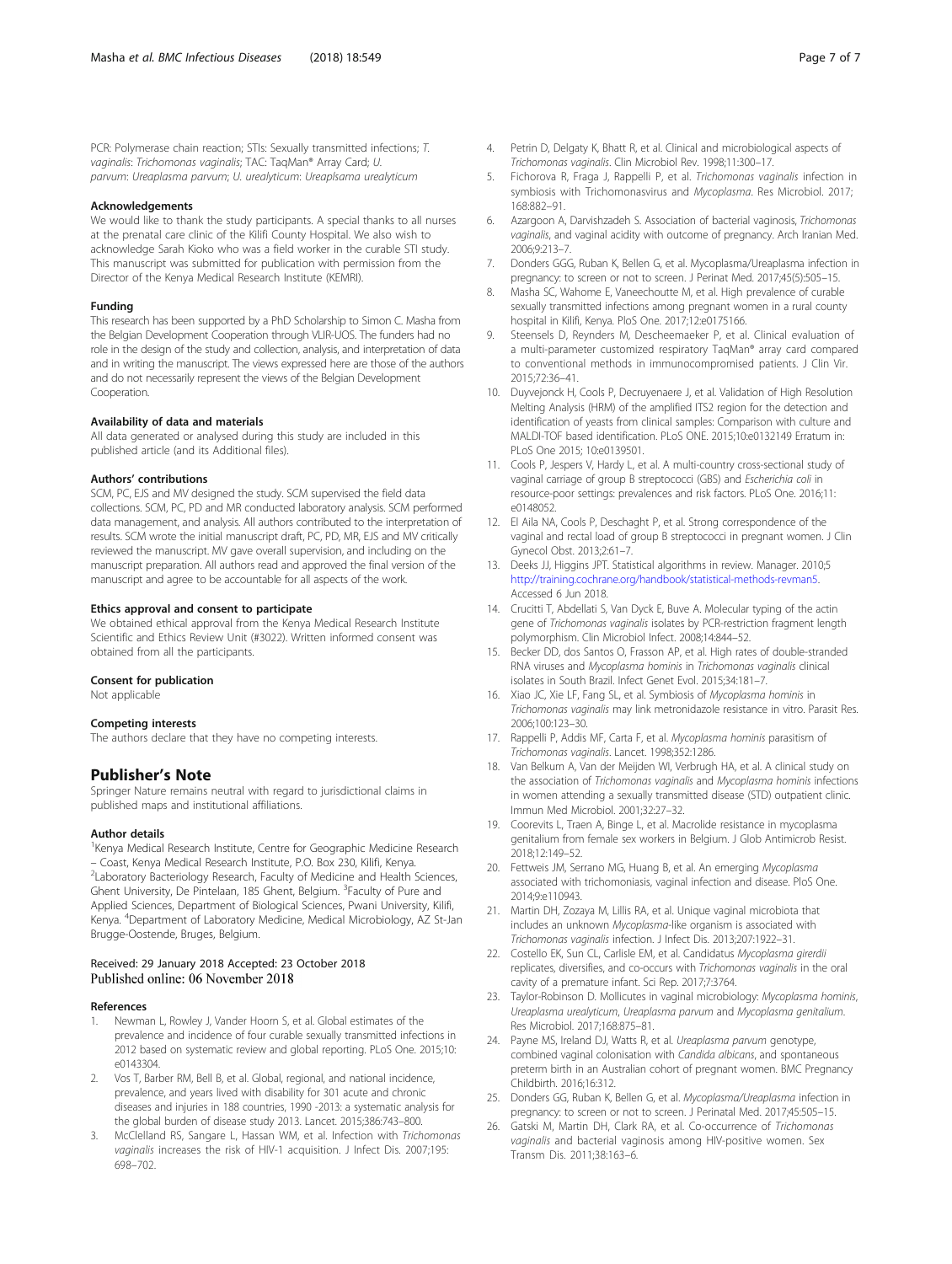PCR: Polymerase chain reaction; STIs: Sexually transmitted infections; *T. vaginalis*: *Trichomonas vaginalis*; TAC: TaqMan® Array Card; *U. parvum*: *Ureaplasma parvum*; *U. urealyticum*: *Ureaplsama urealyticum*

#### Acknowledgements

We would like to thank the study participants. A special thanks to all nurses at the prenatal care clinic of the Kilifi County Hospital. We also wish to acknowledge Sarah Kioko who was a field worker in the curable STI study. This manuscript was submitted for publication with permission from the Director of the Kenya Medical Research Institute (KEMRI).

#### Funding

This research has been supported by a PhD Scholarship to Simon C. Masha from the Belgian Development Cooperation through VLIR-UOS. The funders had no role in the design of the study and collection, analysis, and interpretation of data and in writing the manuscript. The views expressed here are those of the authors and do not necessarily represent the views of the Belgian Development Cooperation.

#### Availability of data and materials

All data generated or analysed during this study are included in this published article (and its Additional files).

#### Authors' contributions

SCM, PC, EJS and MV designed the study. SCM supervised the field data collections. SCM, PC, PD and MR conducted laboratory analysis. SCM performed data management, and analysis. All authors contributed to the interpretation of results. SCM wrote the initial manuscript draft, PC, PD, MR, EJS and MV critically reviewed the manuscript. MV gave overall supervision, and including on the manuscript preparation. All authors read and approved the final version of the manuscript and agree to be accountable for all aspects of the work.

#### Ethics approval and consent to participate

We obtained ethical approval from the Kenya Medical Research Institute Scientific and Ethics Review Unit (#3022). Written informed consent was obtained from all the participants.

#### Consent for publication

Not applicable

#### Competing interests

The authors declare that they have no competing interests.

## Publisher's Note

Springer Nature remains neutral with regard to jurisdictional claims in published maps and institutional affiliations.

#### Author details

[1]Kenya Medical Research Institute, Centre for Geographic Medicine Research – Coast, Kenya Medical Research Institute, P.O. Box 230, Kilifi, Kenya. [2]Laboratory Bacteriology Research, Faculty of Medicine and Health Sciences, Ghent University, De Pintelaan, 185 Ghent, Belgium. [3]Faculty of Pure and Applied Sciences, Department of Biological Sciences, Pwani University, Kilifi, Kenya. [4]Department of Laboratory Medicine, Medical Microbiology, AZ St-Jan Brugge-Oostende, Bruges, Belgium.

Received: 29 January 2018 Accepted: 23 October 2018
Published online: 06 November 2018

#### References

1. Newman L, Rowley J, Vander Hoorn S, et al. Global estimates of the prevalence and incidence of four curable sexually transmitted infections in 2012 based on systematic review and global reporting. PLoS One. 2015;10:e0143304.
2. Vos T, Barber RM, Bell B, et al. Global, regional, and national incidence, prevalence, and years lived with disability for 301 acute and chronic diseases and injuries in 188 countries, 1990 -2013: a systematic analysis for the global burden of disease study 2013. Lancet. 2015;386:743–800.
3. McClelland RS, Sangare L, Hassan WM, et al. Infection with *Trichomonas vaginalis* increases the risk of HIV-1 acquisition. J Infect Dis. 2007;195:698–702.
4. Petrin D, Delgaty K, Bhatt R, et al. Clinical and microbiological aspects of *Trichomonas vaginalis*. Clin Microbiol Rev. 1998;11:300–17.
5. Fichorova R, Fraga J, Rappelli P, et al. *Trichomonas vaginalis* infection in symbiosis with Trichomonasvirus and *Mycoplasma*. Res Microbiol. 2017;168:882–91.
6. Azargoon A, Darvishzadeh S. Association of bacterial vaginosis, *Trichomonas vaginalis*, and vaginal acidity with outcome of pregnancy. Arch Iranian Med. 2006;9:213–7.
7. Donders GGG, Ruban K, Bellen G, et al. Mycoplasma/Ureaplasma infection in pregnancy: to screen or not to screen. J Perinat Med. 2017;45(5):505–15.
8. Masha SC, Wahome E, Vaneechoutte M, et al. High prevalence of curable sexually transmitted infections among pregnant women in a rural county hospital in Kilifi, Kenya. PloS One. 2017;12:e0175166.
9. Steensels D, Reynders M, Descheemaeker P, et al. Clinical evaluation of a multi-parameter customized respiratory TaqMan® array card compared to conventional methods in immunocompromised patients. J Clin Vir. 2015;72:36–41.
10. Duyvejonck H, Cools P, Decruyenaere J, et al. Validation of High Resolution Melting Analysis (HRM) of the amplified ITS2 region for the detection and identification of yeasts from clinical samples: Comparison with culture and MALDI-TOF based identification. PLoS ONE. 2015;10:e0132149 Erratum in: PLoS One 2015; 10:e0139501.
11. Cools P, Jespers V, Hardy L, et al. A multi-country cross-sectional study of vaginal carriage of group B streptococci (GBS) and *Escherichia coli* in resource-poor settings: prevalences and risk factors. PLoS One. 2016;11:e0148052.
12. El Aila NA, Cools P, Deschaght P, et al. Strong correspondence of the vaginal and rectal load of group B streptococci in pregnant women. J Clin Gynecol Obst. 2013;2:61–7.
13. Deeks JJ, Higgins JPT. Statistical algorithms in review. Manager. 2010;5 http://training.cochrane.org/handbook/statistical-methods-revman5. Accessed 6 Jun 2018.
14. Crucitti T, Abdellati S, Van Dyck E, Buve A. Molecular typing of the actin gene of *Trichomonas vaginalis* isolates by PCR-restriction fragment length polymorphism. Clin Microbiol Infect. 2008;14:844–52.
15. Becker DD, dos Santos O, Frasson AP, et al. High rates of double-stranded RNA viruses and *Mycoplasma hominis* in *Trichomonas vaginalis* clinical isolates in South Brazil. Infect Genet Evol. 2015;34:181–7.
16. Xiao JC, Xie LF, Fang SL, et al. Symbiosis of *Mycoplasma hominis* in *Trichomonas vaginalis* may link metronidazole resistance in vitro. Parasit Res. 2006;100:123–30.
17. Rappelli P, Addis MF, Carta F, et al. *Mycoplasma hominis* parasitism of *Trichomonas vaginalis*. Lancet. 1998;352:1286.
18. Van Belkum A, Van der Meijden WI, Verbrugh HA, et al. A clinical study on the association of *Trichomonas vaginalis* and *Mycoplasma hominis* infections in women attending a sexually transmitted disease (STD) outpatient clinic. Immun Med Microbiol. 2001;32:27–32.
19. Coorevits L, Traen A, Binge L, et al. Macrolide resistance in mycoplasma genitalium from female sex workers in Belgium. J Glob Antimicrob Resist. 2018;12:149–52.
20. Fettweis JM, Serrano MG, Huang B, et al. An emerging *Mycoplasma* associated with trichomoniasis, vaginal infection and disease. PloS One. 2014;9:e110943.
21. Martin DH, Zozaya M, Lillis RA, et al. Unique vaginal microbiota that includes an unknown *Mycoplasma*-like organism is associated with *Trichomonas vaginalis* infection. J Infect Dis. 2013;207:1922–31.
22. Costello EK, Sun CL, Carlisle EM, et al. Candidatus *Mycoplasma girerdii* replicates, diversifies, and co-occurs with *Trichomonas vaginalis* in the oral cavity of a premature infant. Sci Rep. 2017;7:3764.
23. Taylor-Robinson D. Mollicutes in vaginal microbiology: *Mycoplasma hominis*, *Ureaplasma urealyticum*, *Ureaplasma parvum* and *Mycoplasma genitalium*. Res Microbiol. 2017;168:875–81.
24. Payne MS, Ireland DJ, Watts R, et al. *Ureaplasma parvum* genotype, combined vaginal colonisation with *Candida albicans*, and spontaneous preterm birth in an Australian cohort of pregnant women. BMC Pregnancy Childbirth. 2016;16:312.
25. Donders GG, Ruban K, Bellen G, et al. *Mycoplasma/Ureaplasma* infection in pregnancy: to screen or not to screen. J Perinatal Med. 2017;45:505–15.
26. Gatski M, Martin DH, Clark RA, et al. Co-occurrence of *Trichomonas vaginalis* and bacterial vaginosis among HIV-positive women. Sex Transm Dis. 2011;38:163–6.